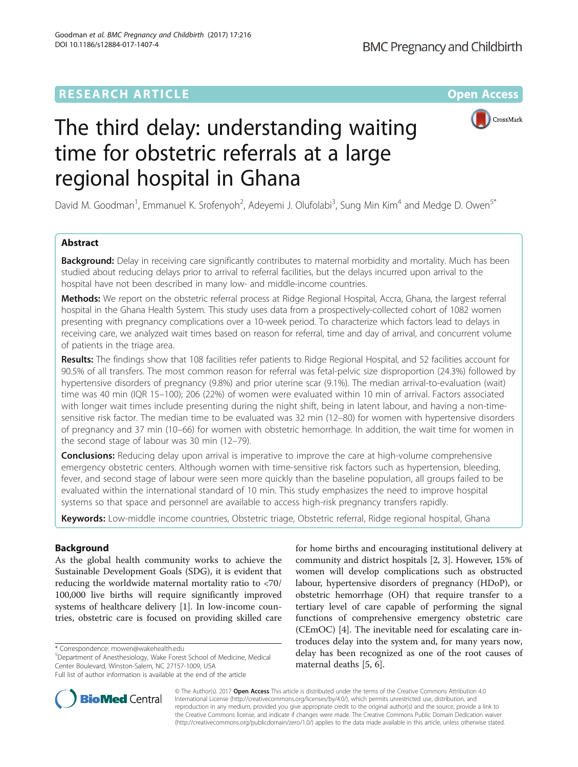RESEARCH ARTICLE

Open Access

# The third delay: understanding waiting time for obstetric referrals at a large regional hospital in Ghana

David M. Goodman[1], Emmanuel K. Srofenyoh[2], Adeyemi J. Olufolabi[3], Sung Min Kim[4] and Medge D. Owen[5*]

## Abstract

**Background:** Delay in receiving care significantly contributes to maternal morbidity and mortality. Much has been studied about reducing delays prior to arrival to referral facilities, but the delays incurred upon arrival to the hospital have not been described in many low- and middle-income countries.

**Methods:** We report on the obstetric referral process at Ridge Regional Hospital, Accra, Ghana, the largest referral hospital in the Ghana Health System. This study uses data from a prospectively-collected cohort of 1082 women presenting with pregnancy complications over a 10-week period. To characterize which factors lead to delays in receiving care, we analyzed wait times based on reason for referral, time and day of arrival, and concurrent volume of patients in the triage area.

**Results:** The findings show that 108 facilities refer patients to Ridge Regional Hospital, and 52 facilities account for 90.5% of all transfers. The most common reason for referral was fetal-pelvic size disproportion (24.3%) followed by hypertensive disorders of pregnancy (9.8%) and prior uterine scar (9.1%). The median arrival-to-evaluation (wait) time was 40 min (IQR 15–100); 206 (22%) of women were evaluated within 10 min of arrival. Factors associated with longer wait times include presenting during the night shift, being in latent labour, and having a non-time-sensitive risk factor. The median time to be evaluated was 32 min (12–80) for women with hypertensive disorders of pregnancy and 37 min (10–66) for women with obstetric hemorrhage. In addition, the wait time for women in the second stage of labour was 30 min (12–79).

**Conclusions:** Reducing delay upon arrival is imperative to improve the care at high-volume comprehensive emergency obstetric centers. Although women with time-sensitive risk factors such as hypertension, bleeding, fever, and second stage of labour were seen more quickly than the baseline population, all groups failed to be evaluated within the international standard of 10 min. This study emphasizes the need to improve hospital systems so that space and personnel are available to access high-risk pregnancy transfers rapidly.

**Keywords:** Low-middle income countries, Obstetric triage, Obstetric referral, Ridge regional hospital, Ghana

## Background

As the global health community works to achieve the Sustainable Development Goals (SDG), it is evident that reducing the worldwide maternal mortality ratio to <70/100,000 live births will require significantly improved systems of healthcare delivery [1]. In low-income countries, obstetric care is focused on providing skilled care for home births and encouraging institutional delivery at community and district hospitals [2, 3]. However, 15% of women will develop complications such as obstructed labour, hypertensive disorders of pregnancy (HDoP), or obstetric hemorrhage (OH) that require transfer to a tertiary level of care capable of performing the signal functions of comprehensive emergency obstetric care (CEmOC) [4]. The inevitable need for escalating care introduces delay into the system and, for many years now, delay has been recognized as one of the root causes of maternal deaths [5, 6].

* Correspondence: mowen@wakehealth.edu
[5]Department of Anesthesiology, Wake Forest School of Medicine, Medical Center Boulevard, Winston-Salem, NC 27157-1009, USA
Full list of author information is available at the end of the article

© The Author(s). 2017 **Open Access** This article is distributed under the terms of the Creative Commons Attribution 4.0 International License (http://creativecommons.org/licenses/by/4.0/), which permits unrestricted use, distribution, and reproduction in any medium, provided you give appropriate credit to the original author(s) and the source, provide a link to the Creative Commons license, and indicate if changes were made. The Creative Commons Public Domain Dedication waiver (http://creativecommons.org/publicdomain/zero/1.0/) applies to the data made available in this article, unless otherwise stated.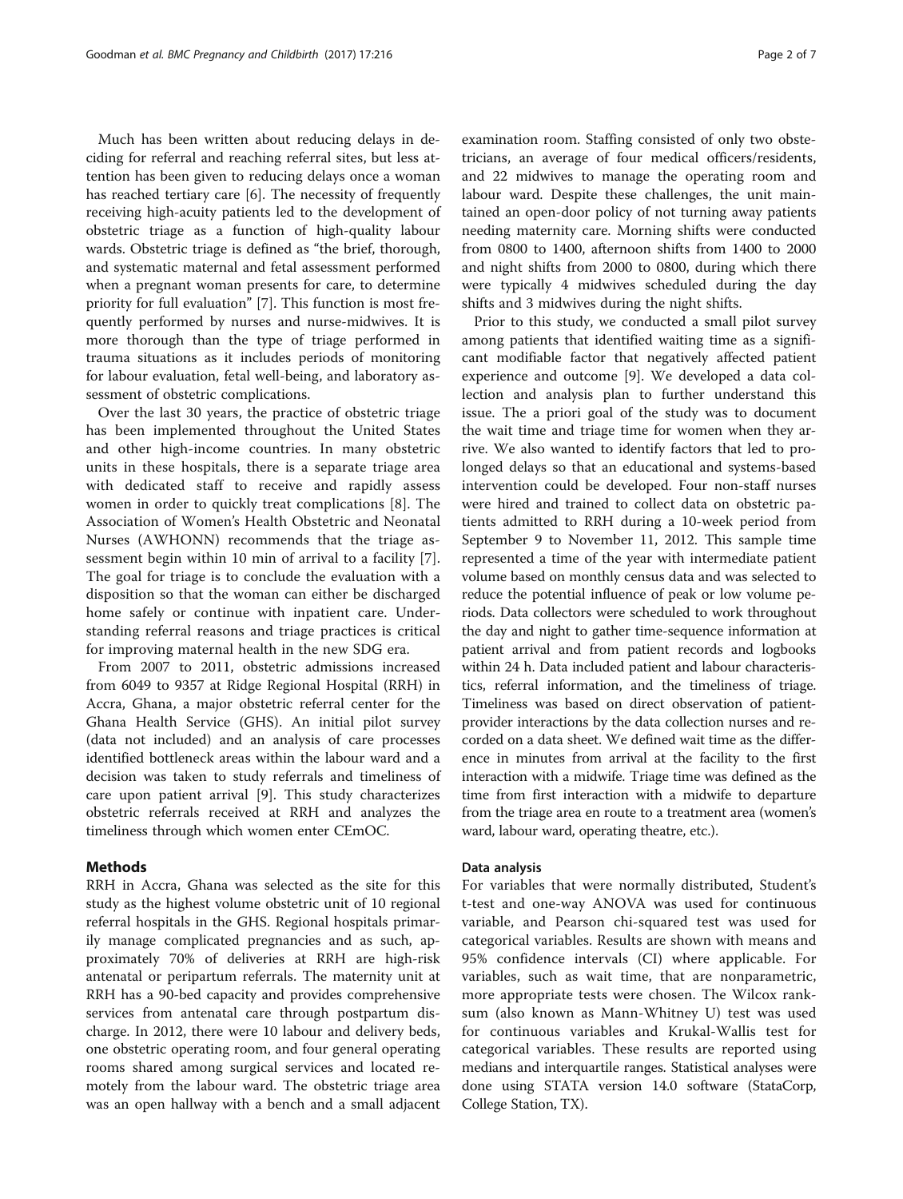Much has been written about reducing delays in deciding for referral and reaching referral sites, but less attention has been given to reducing delays once a woman has reached tertiary care [6]. The necessity of frequently receiving high-acuity patients led to the development of obstetric triage as a function of high-quality labour wards. Obstetric triage is defined as "the brief, thorough, and systematic maternal and fetal assessment performed when a pregnant woman presents for care, to determine priority for full evaluation" [7]. This function is most frequently performed by nurses and nurse-midwives. It is more thorough than the type of triage performed in trauma situations as it includes periods of monitoring for labour evaluation, fetal well-being, and laboratory assessment of obstetric complications.

Over the last 30 years, the practice of obstetric triage has been implemented throughout the United States and other high-income countries. In many obstetric units in these hospitals, there is a separate triage area with dedicated staff to receive and rapidly assess women in order to quickly treat complications [8]. The Association of Women's Health Obstetric and Neonatal Nurses (AWHONN) recommends that the triage assessment begin within 10 min of arrival to a facility [7]. The goal for triage is to conclude the evaluation with a disposition so that the woman can either be discharged home safely or continue with inpatient care. Understanding referral reasons and triage practices is critical for improving maternal health in the new SDG era.

From 2007 to 2011, obstetric admissions increased from 6049 to 9357 at Ridge Regional Hospital (RRH) in Accra, Ghana, a major obstetric referral center for the Ghana Health Service (GHS). An initial pilot survey (data not included) and an analysis of care processes identified bottleneck areas within the labour ward and a decision was taken to study referrals and timeliness of care upon patient arrival [9]. This study characterizes obstetric referrals received at RRH and analyzes the timeliness through which women enter CEmOC.

## Methods

RRH in Accra, Ghana was selected as the site for this study as the highest volume obstetric unit of 10 regional referral hospitals in the GHS. Regional hospitals primarily manage complicated pregnancies and as such, approximately 70% of deliveries at RRH are high-risk antenatal or peripartum referrals. The maternity unit at RRH has a 90-bed capacity and provides comprehensive services from antenatal care through postpartum discharge. In 2012, there were 10 labour and delivery beds, one obstetric operating room, and four general operating rooms shared among surgical services and located remotely from the labour ward. The obstetric triage area was an open hallway with a bench and a small adjacent examination room. Staffing consisted of only two obstetricians, an average of four medical officers/residents, and 22 midwives to manage the operating room and labour ward. Despite these challenges, the unit maintained an open-door policy of not turning away patients needing maternity care. Morning shifts were conducted from 0800 to 1400, afternoon shifts from 1400 to 2000 and night shifts from 2000 to 0800, during which there were typically 4 midwives scheduled during the day shifts and 3 midwives during the night shifts.

Prior to this study, we conducted a small pilot survey among patients that identified waiting time as a significant modifiable factor that negatively affected patient experience and outcome [9]. We developed a data collection and analysis plan to further understand this issue. The a priori goal of the study was to document the wait time and triage time for women when they arrive. We also wanted to identify factors that led to prolonged delays so that an educational and systems-based intervention could be developed. Four non-staff nurses were hired and trained to collect data on obstetric patients admitted to RRH during a 10-week period from September 9 to November 11, 2012. This sample time represented a time of the year with intermediate patient volume based on monthly census data and was selected to reduce the potential influence of peak or low volume periods. Data collectors were scheduled to work throughout the day and night to gather time-sequence information at patient arrival and from patient records and logbooks within 24 h. Data included patient and labour characteristics, referral information, and the timeliness of triage. Timeliness was based on direct observation of patient-provider interactions by the data collection nurses and recorded on a data sheet. We defined wait time as the difference in minutes from arrival at the facility to the first interaction with a midwife. Triage time was defined as the time from first interaction with a midwife to departure from the triage area en route to a treatment area (women's ward, labour ward, operating theatre, etc.).

### Data analysis

For variables that were normally distributed, Student's t-test and one-way ANOVA was used for continuous variable, and Pearson chi-squared test was used for categorical variables. Results are shown with means and 95% confidence intervals (CI) where applicable. For variables, such as wait time, that are nonparametric, more appropriate tests were chosen. The Wilcox rank-sum (also known as Mann-Whitney U) test was used for continuous variables and Krukal-Wallis test for categorical variables. These results are reported using medians and interquartile ranges. Statistical analyses were done using STATA version 14.0 software (StataCorp, College Station, TX).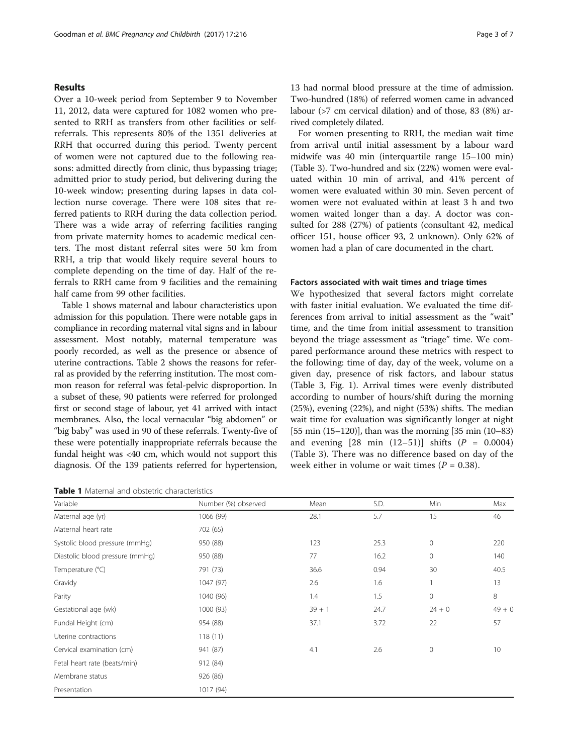## Results

Over a 10-week period from September 9 to November 11, 2012, data were captured for 1082 women who presented to RRH as transfers from other facilities or self-referrals. This represents 80% of the 1351 deliveries at RRH that occurred during this period. Twenty percent of women were not captured due to the following reasons: admitted directly from clinic, thus bypassing triage; admitted prior to study period, but delivering during the 10-week window; presenting during lapses in data collection nurse coverage. There were 108 sites that referred patients to RRH during the data collection period. There was a wide array of referring facilities ranging from private maternity homes to academic medical centers. The most distant referral sites were 50 km from RRH, a trip that would likely require several hours to complete depending on the time of day. Half of the referrals to RRH came from 9 facilities and the remaining half came from 99 other facilities.

Table 1 shows maternal and labour characteristics upon admission for this population. There were notable gaps in compliance in recording maternal vital signs and in labour assessment. Most notably, maternal temperature was poorly recorded, as well as the presence or absence of uterine contractions. Table 2 shows the reasons for referral as provided by the referring institution. The most common reason for referral was fetal-pelvic disproportion. In a subset of these, 90 patients were referred for prolonged first or second stage of labour, yet 41 arrived with intact membranes. Also, the local vernacular "big abdomen" or "big baby" was used in 90 of these referrals. Twenty-five of these were potentially inappropriate referrals because the fundal height was <40 cm, which would not support this diagnosis. Of the 139 patients referred for hypertension, 13 had normal blood pressure at the time of admission. Two-hundred (18%) of referred women came in advanced labour (>7 cm cervical dilation) and of those, 83 (8%) arrived completely dilated.

For women presenting to RRH, the median wait time from arrival until initial assessment by a labour ward midwife was 40 min (interquartile range 15–100 min) (Table 3). Two-hundred and six (22%) women were evaluated within 10 min of arrival, and 41% percent of women were evaluated within 30 min. Seven percent of women were not evaluated within at least 3 h and two women waited longer than a day. A doctor was consulted for 288 (27%) of patients (consultant 42, medical officer 151, house officer 93, 2 unknown). Only 62% of women had a plan of care documented in the chart.

### Factors associated with wait times and triage times

We hypothesized that several factors might correlate with faster initial evaluation. We evaluated the time differences from arrival to initial assessment as the "wait" time, and the time from initial assessment to transition beyond the triage assessment as "triage" time. We compared performance around these metrics with respect to the following: time of day, day of the week, volume on a given day, presence of risk factors, and labour status (Table 3, Fig. 1). Arrival times were evenly distributed according to number of hours/shift during the morning (25%), evening (22%), and night (53%) shifts. The median wait time for evaluation was significantly longer at night [55 min (15–120)], than was the morning [35 min (10–83) and evening [28 min (12–51)] shifts ($P$ = 0.0004) (Table 3). There was no difference based on day of the week either in volume or wait times ($P$ = 0.38).

**Table 1** Maternal and obstetric characteristics

| Variable | Number (%) observed | Mean | S.D. | Min | Max |
|---|---|---|---|---|---|
| Maternal age (yr) | 1066 (99) | 28.1 | 5.7 | 15 | 46 |
| Maternal heart rate | 702 (65) | | | | |
| Systolic blood pressure (mmHg) | 950 (88) | 123 | 25.3 | 0 | 220 |
| Diastolic blood pressure (mmHg) | 950 (88) | 77 | 16.2 | 0 | 140 |
| Temperature (°C) | 791 (73) | 36.6 | 0.94 | 30 | 40.5 |
| Gravidy | 1047 (97) | 2.6 | 1.6 | 1 | 13 |
| Parity | 1040 (96) | 1.4 | 1.5 | 0 | 8 |
| Gestational age (wk) | 1000 (93) | 39 + 1 | 24.7 | 24 + 0 | 49 + 0 |
| Fundal Height (cm) | 954 (88) | 37.1 | 3.72 | 22 | 57 |
| Uterine contractions | 118 (11) | | | | |
| Cervical examination (cm) | 941 (87) | 4.1 | 2.6 | 0 | 10 |
| Fetal heart rate (beats/min) | 912 (84) | | | | |
| Membrane status | 926 (86) | | | | |
| Presentation | 1017 (94) | | | | |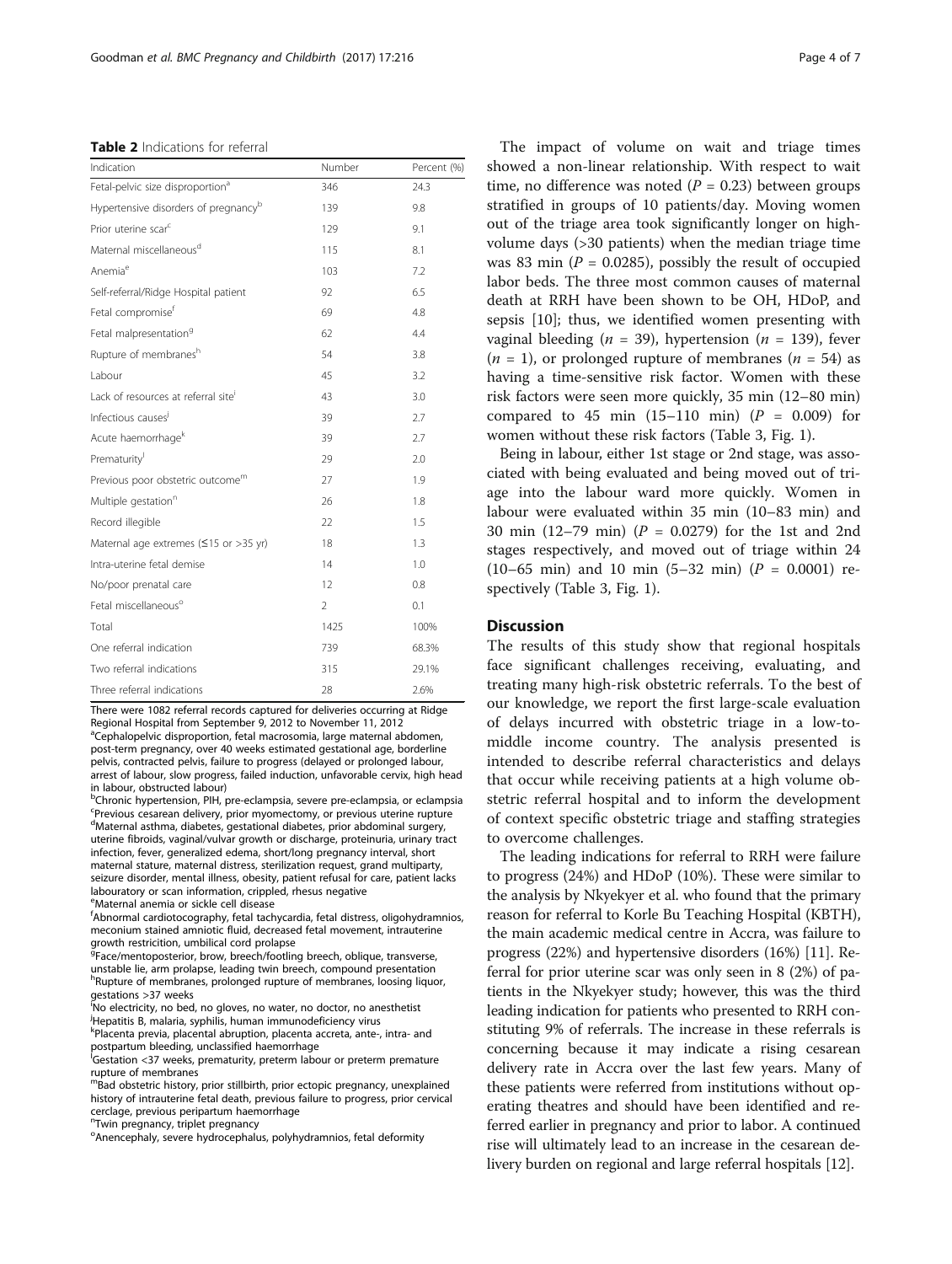**Table 2** Indications for referral

| Indication | Number | Percent (%) |
|---|---|---|
| Fetal-pelvic size disproportion[a] | 346 | 24.3 |
| Hypertensive disorders of pregnancy[b] | 139 | 9.8 |
| Prior uterine scar[c] | 129 | 9.1 |
| Maternal miscellaneous[d] | 115 | 8.1 |
| Anemia[e] | 103 | 7.2 |
| Self-referral/Ridge Hospital patient | 92 | 6.5 |
| Fetal compromise[f] | 69 | 4.8 |
| Fetal malpresentation[g] | 62 | 4.4 |
| Rupture of membranes[h] | 54 | 3.8 |
| Labour | 45 | 3.2 |
| Lack of resources at referral site[i] | 43 | 3.0 |
| Infectious causes[j] | 39 | 2.7 |
| Acute haemorrhage[k] | 39 | 2.7 |
| Prematurity[l] | 29 | 2.0 |
| Previous poor obstetric outcome[m] | 27 | 1.9 |
| Multiple gestation[n] | 26 | 1.8 |
| Record illegible | 22 | 1.5 |
| Maternal age extremes (≤15 or >35 yr) | 18 | 1.3 |
| Intra-uterine fetal demise | 14 | 1.0 |
| No/poor prenatal care | 12 | 0.8 |
| Fetal miscellaneous[o] | 2 | 0.1 |
| Total | 1425 | 100% |
| One referral indication | 739 | 68.3% |
| Two referral indications | 315 | 29.1% |
| Three referral indications | 28 | 2.6% |

There were 1082 referral records captured for deliveries occurring at Ridge Regional Hospital from September 9, 2012 to November 11, 2012

[a]Cephalopelvic disproportion, fetal macrosomia, large maternal abdomen, post-term pregnancy, over 40 weeks estimated gestational age, borderline pelvis, contracted pelvis, failure to progress (delayed or prolonged labour, arrest of labour, slow progress, failed induction, unfavorable cervix, high head in labour, obstructed labour)

[b]Chronic hypertension, PIH, pre-eclampsia, severe pre-eclampsia, or eclampsia

[c]Previous cesarean delivery, prior myomectomy, or previous uterine rupture

[d]Maternal asthma, diabetes, gestational diabetes, prior abdominal surgery, uterine fibroids, vaginal/vulvar growth or discharge, proteinuria, urinary tract infection, fever, generalized edema, short/long pregnancy interval, short maternal stature, maternal distress, sterilization request, grand multiparty, seizure disorder, mental illness, obesity, patient refusal for care, patient lacks labouratory or scan information, crippled, rhesus negative

[e]Maternal anemia or sickle cell disease

[f]Abnormal cardiotocography, fetal tachycardia, fetal distress, oligohydramnios, meconium stained amniotic fluid, decreased fetal movement, intrauterine growth restricition, umbilical cord prolapse

[g]Face/mentoposterior, brow, breech/footling breech, oblique, transverse, unstable lie, arm prolapse, leading twin breech, compound presentation

[h]Rupture of membranes, prolonged rupture of membranes, loosing liquor, gestations >37 weeks

[i]No electricity, no bed, no gloves, no water, no doctor, no anesthetist

[j]Hepatitis B, malaria, syphilis, human immunodeficiency virus

[k]Placenta previa, placental abruption, placenta accreta, ante-, intra- and postpartum bleeding, unclassified haemorrhage

[l]Gestation <37 weeks, prematurity, preterm labour or preterm premature rupture of membranes

[m]Bad obstetric history, prior stillbirth, prior ectopic pregnancy, unexplained history of intrauterine fetal death, previous failure to progress, prior cervical cerclage, previous peripartum haemorrhage

[n]Twin pregnancy, triplet pregnancy

[o]Anencephaly, severe hydrocephalus, polyhydramnios, fetal deformity

The impact of volume on wait and triage times showed a non-linear relationship. With respect to wait time, no difference was noted ($P = 0.23$) between groups stratified in groups of 10 patients/day. Moving women out of the triage area took significantly longer on high-volume days (>30 patients) when the median triage time was 83 min ($P = 0.0285$), possibly the result of occupied labor beds. The three most common causes of maternal death at RRH have been shown to be OH, HDoP, and sepsis [10]; thus, we identified women presenting with vaginal bleeding ($n = 39$), hypertension ($n = 139$), fever ($n = 1$), or prolonged rupture of membranes ($n = 54$) as having a time-sensitive risk factor. Women with these risk factors were seen more quickly, 35 min (12–80 min) compared to 45 min (15–110 min) ($P = 0.009$) for women without these risk factors (Table 3, Fig. 1).

Being in labour, either 1st stage or 2nd stage, was associated with being evaluated and being moved out of triage into the labour ward more quickly. Women in labour were evaluated within 35 min (10–83 min) and 30 min (12–79 min) ($P = 0.0279$) for the 1st and 2nd stages respectively, and moved out of triage within 24 (10–65 min) and 10 min (5–32 min) ($P = 0.0001$) respectively (Table 3, Fig. 1).

## Discussion

The results of this study show that regional hospitals face significant challenges receiving, evaluating, and treating many high-risk obstetric referrals. To the best of our knowledge, we report the first large-scale evaluation of delays incurred with obstetric triage in a low-to-middle income country. The analysis presented is intended to describe referral characteristics and delays that occur while receiving patients at a high volume obstetric referral hospital and to inform the development of context specific obstetric triage and staffing strategies to overcome challenges.

The leading indications for referral to RRH were failure to progress (24%) and HDoP (10%). These were similar to the analysis by Nkyekyer et al. who found that the primary reason for referral to Korle Bu Teaching Hospital (KBTH), the main academic medical centre in Accra, was failure to progress (22%) and hypertensive disorders (16%) [11]. Referral for prior uterine scar was only seen in 8 (2%) of patients in the Nkyekyer study; however, this was the third leading indication for patients who presented to RRH constituting 9% of referrals. The increase in these referrals is concerning because it may indicate a rising cesarean delivery rate in Accra over the last few years. Many of these patients were referred from institutions without operating theatres and should have been identified and referred earlier in pregnancy and prior to labor. A continued rise will ultimately lead to an increase in the cesarean delivery burden on regional and large referral hospitals [12].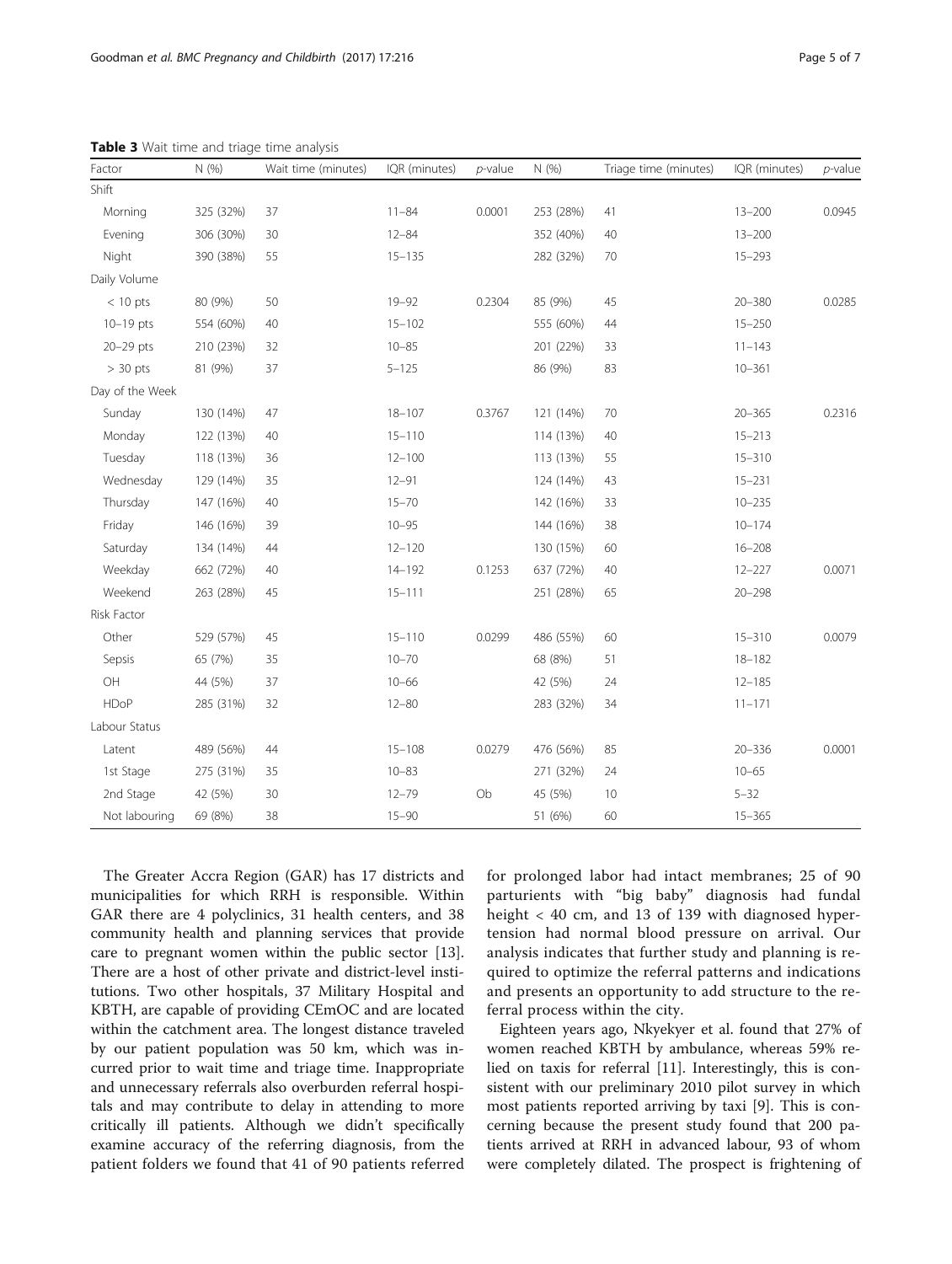**Table 3** Wait time and triage time analysis

| Factor | N (%) | Wait time (minutes) | IQR (minutes) | *p*-value | N (%) | Triage time (minutes) | IQR (minutes) | *p*-value |
|---|---|---|---|---|---|---|---|---|
| Shift | | | | | | | | |
| Morning | 325 (32%) | 37 | 11–84 | 0.0001 | 253 (28%) | 41 | 13–200 | 0.0945 |
| Evening | 306 (30%) | 30 | 12–84 | | 352 (40%) | 40 | 13–200 | |
| Night | 390 (38%) | 55 | 15–135 | | 282 (32%) | 70 | 15–293 | |
| Daily Volume | | | | | | | | |
| < 10 pts | 80 (9%) | 50 | 19–92 | 0.2304 | 85 (9%) | 45 | 20–380 | 0.0285 |
| 10–19 pts | 554 (60%) | 40 | 15–102 | | 555 (60%) | 44 | 15–250 | |
| 20–29 pts | 210 (23%) | 32 | 10–85 | | 201 (22%) | 33 | 11–143 | |
| > 30 pts | 81 (9%) | 37 | 5–125 | | 86 (9%) | 83 | 10–361 | |
| Day of the Week | | | | | | | | |
| Sunday | 130 (14%) | 47 | 18–107 | 0.3767 | 121 (14%) | 70 | 20–365 | 0.2316 |
| Monday | 122 (13%) | 40 | 15–110 | | 114 (13%) | 40 | 15–213 | |
| Tuesday | 118 (13%) | 36 | 12–100 | | 113 (13%) | 55 | 15–310 | |
| Wednesday | 129 (14%) | 35 | 12–91 | | 124 (14%) | 43 | 15–231 | |
| Thursday | 147 (16%) | 40 | 15–70 | | 142 (16%) | 33 | 10–235 | |
| Friday | 146 (16%) | 39 | 10–95 | | 144 (16%) | 38 | 10–174 | |
| Saturday | 134 (14%) | 44 | 12–120 | | 130 (15%) | 60 | 16–208 | |
| Weekday | 662 (72%) | 40 | 14–192 | 0.1253 | 637 (72%) | 40 | 12–227 | 0.0071 |
| Weekend | 263 (28%) | 45 | 15–111 | | 251 (28%) | 65 | 20–298 | |
| Risk Factor | | | | | | | | |
| Other | 529 (57%) | 45 | 15–110 | 0.0299 | 486 (55%) | 60 | 15–310 | 0.0079 |
| Sepsis | 65 (7%) | 35 | 10–70 | | 68 (8%) | 51 | 18–182 | |
| OH | 44 (5%) | 37 | 10–66 | | 42 (5%) | 24 | 12–185 | |
| HDoP | 285 (31%) | 32 | 12–80 | | 283 (32%) | 34 | 11–171 | |
| Labour Status | | | | | | | | |
| Latent | 489 (56%) | 44 | 15–108 | 0.0279 | 476 (56%) | 85 | 20–336 | 0.0001 |
| 1st Stage | 275 (31%) | 35 | 10–83 | | 271 (32%) | 24 | 10–65 | |
| 2nd Stage | 42 (5%) | 30 | 12–79 | Ob | 45 (5%) | 10 | 5–32 | |
| Not labouring | 69 (8%) | 38 | 15–90 | | 51 (6%) | 60 | 15–365 | |

The Greater Accra Region (GAR) has 17 districts and municipalities for which RRH is responsible. Within GAR there are 4 polyclinics, 31 health centers, and 38 community health and planning services that provide care to pregnant women within the public sector [13]. There are a host of other private and district-level institutions. Two other hospitals, 37 Military Hospital and KBTH, are capable of providing CEmOC and are located within the catchment area. The longest distance traveled by our patient population was 50 km, which was incurred prior to wait time and triage time. Inappropriate and unnecessary referrals also overburden referral hospitals and may contribute to delay in attending to more critically ill patients. Although we didn't specifically examine accuracy of the referring diagnosis, from the patient folders we found that 41 of 90 patients referred for prolonged labor had intact membranes; 25 of 90 parturients with "big baby" diagnosis had fundal height < 40 cm, and 13 of 139 with diagnosed hypertension had normal blood pressure on arrival. Our analysis indicates that further study and planning is required to optimize the referral patterns and indications and presents an opportunity to add structure to the referral process within the city.

Eighteen years ago, Nkyekyer et al. found that 27% of women reached KBTH by ambulance, whereas 59% relied on taxis for referral [11]. Interestingly, this is consistent with our preliminary 2010 pilot survey in which most patients reported arriving by taxi [9]. This is concerning because the present study found that 200 patients arrived at RRH in advanced labour, 93 of whom were completely dilated. The prospect is frightening of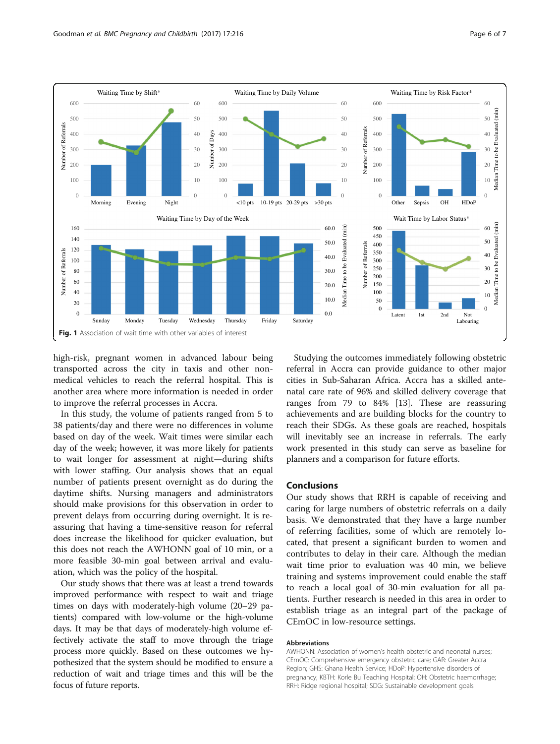Fig. 1 Association of wait time with other variables of interest

high-risk, pregnant women in advanced labour being transported across the city in taxis and other non-medical vehicles to reach the referral hospital. This is another area where more information is needed in order to improve the referral processes in Accra.

In this study, the volume of patients ranged from 5 to 38 patients/day and there were no differences in volume based on day of the week. Wait times were similar each day of the week; however, it was more likely for patients to wait longer for assessment at night—during shifts with lower staffing. Our analysis shows that an equal number of patients present overnight as do during the daytime shifts. Nursing managers and administrators should make provisions for this observation in order to prevent delays from occurring during overnight. It is reassuring that having a time-sensitive reason for referral does increase the likelihood for quicker evaluation, but this does not reach the AWHONN goal of 10 min, or a more feasible 30-min goal between arrival and evaluation, which was the policy of the hospital.

Our study shows that there was at least a trend towards improved performance with respect to wait and triage times on days with moderately-high volume (20–29 patients) compared with low-volume or the high-volume days. It may be that days of moderately-high volume effectively activate the staff to move through the triage process more quickly. Based on these outcomes we hypothesized that the system should be modified to ensure a reduction of wait and triage times and this will be the focus of future reports.

Studying the outcomes immediately following obstetric referral in Accra can provide guidance to other major cities in Sub-Saharan Africa. Accra has a skilled antenatal care rate of 96% and skilled delivery coverage that ranges from 79 to 84% [13]. These are reassuring achievements and are building blocks for the country to reach their SDGs. As these goals are reached, hospitals will inevitably see an increase in referrals. The early work presented in this study can serve as baseline for planners and a comparison for future efforts.

## Conclusions

Our study shows that RRH is capable of receiving and caring for large numbers of obstetric referrals on a daily basis. We demonstrated that they have a large number of referring facilities, some of which are remotely located, that present a significant burden to women and contributes to delay in their care. Although the median wait time prior to evaluation was 40 min, we believe training and systems improvement could enable the staff to reach a local goal of 30-min evaluation for all patients. Further research is needed in this area in order to establish triage as an integral part of the package of CEmOC in low-resource settings.

### Abbreviations

AWHONN: Association of women's health obstetric and neonatal nurses; CEmOC: Comprehensive emergency obstetric care; GAR: Greater Accra Region; GHS: Ghana Health Service; HDoP: Hypertensive disorders of pregnancy; KBTH: Korle Bu Teaching Hospital; OH: Obstetric haemorrhage; RRH: Ridge regional hospital; SDG: Sustainable development goals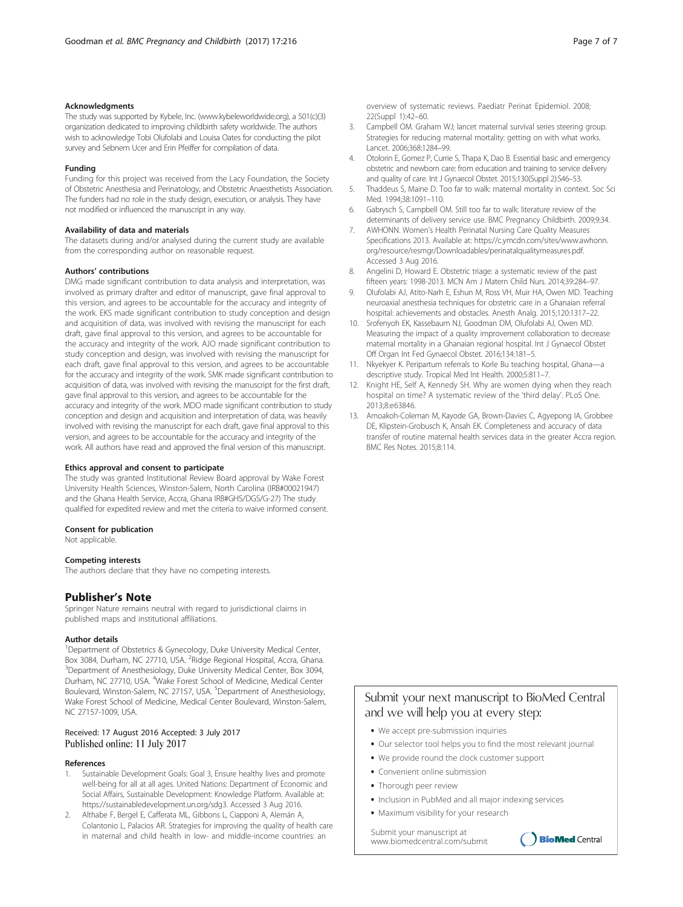#### Acknowledgments

The study was supported by Kybele, Inc. (www.kybeleworldwide.org), a 501(c)(3) organization dedicated to improving childbirth safety worldwide. The authors wish to acknowledge Tobi Olufolabi and Louisa Oates for conducting the pilot survey and Sebnem Ucer and Erin Pfeiffer for compilation of data.

#### Funding

Funding for this project was received from the Lacy Foundation, the Society of Obstetric Anesthesia and Perinatology, and Obstetric Anaesthetists Association. The funders had no role in the study design, execution, or analysis. They have not modified or influenced the manuscript in any way.

#### Availability of data and materials

The datasets during and/or analysed during the current study are available from the corresponding author on reasonable request.

#### Authors' contributions

DMG made significant contribution to data analysis and interpretation, was involved as primary drafter and editor of manuscript, gave final approval to this version, and agrees to be accountable for the accuracy and integrity of the work. EKS made significant contribution to study conception and design and acquisition of data, was involved with revising the manuscript for each draft, gave final approval to this version, and agrees to be accountable for the accuracy and integrity of the work. AJO made significant contribution to study conception and design, was involved with revising the manuscript for each draft, gave final approval to this version, and agrees to be accountable for the accuracy and integrity of the work. SMK made significant contribution to acquisition of data, was involved with revising the manuscript for the first draft, gave final approval to this version, and agrees to be accountable for the accuracy and integrity of the work. MDO made significant contribution to study conception and design and acquisition and interpretation of data, was heavily involved with revising the manuscript for each draft, gave final approval to this version, and agrees to be accountable for the accuracy and integrity of the work. All authors have read and approved the final version of this manuscript.

#### Ethics approval and consent to participate

The study was granted Institutional Review Board approval by Wake Forest University Health Sciences, Winston-Salem, North Carolina (IRB#00021947) and the Ghana Health Service, Accra, Ghana IRB#GHS/DGS/G-27) The study qualified for expedited review and met the criteria to waive informed consent.

#### Consent for publication

Not applicable.

#### Competing interests

The authors declare that they have no competing interests.

## Publisher's Note

Springer Nature remains neutral with regard to jurisdictional claims in published maps and institutional affiliations.

#### Author details

[1]Department of Obstetrics & Gynecology, Duke University Medical Center, Box 3084, Durham, NC 27710, USA. [2]Ridge Regional Hospital, Accra, Ghana. [3]Department of Anesthesiology, Duke University Medical Center, Box 3094, Durham, NC 27710, USA. [4]Wake Forest School of Medicine, Medical Center Boulevard, Winston-Salem, NC 27157, USA. [5]Department of Anesthesiology, Wake Forest School of Medicine, Medical Center Boulevard, Winston-Salem, NC 27157-1009, USA.

Received: 17 August 2016 Accepted: 3 July 2017
Published online: 11 July 2017

#### References

1. Sustainable Development Goals: Goal 3, Ensure healthy lives and promote well-being for all at all ages. United Nations: Department of Economic and Social Affairs, Sustainable Development: Knowledge Platform. Available at: https://sustainabledevelopment.un.org/sdg3. Accessed 3 Aug 2016.
2. Althabe F, Bergel E, Cafferata ML, Gibbons L, Ciapponi A, Alemán A, Colantonio L, Palacios AR. Strategies for improving the quality of health care in maternal and child health in low- and middle-income countries: an overview of systematic reviews. Paediatr Perinat Epidemiol. 2008; 22(Suppl 1):42–60.
3. Campbell OM. Graham WJ; lancet maternal survival series steering group. Strategies for reducing maternal mortality: getting on with what works. Lancet. 2006;368:1284–99.
4. Otolorin E, Gomez P, Currie S, Thapa K, Dao B. Essential basic and emergency obstetric and newborn care: from education and training to service delivery and quality of care. Int J Gynaecol Obstet. 2015;130(Suppl 2):S46–53.
5. Thaddeus S, Maine D. Too far to walk: maternal mortality in context. Soc Sci Med. 1994;38:1091–110.
6. Gabrysch S, Campbell OM. Still too far to walk: literature review of the determinants of delivery service use. BMC Pregnancy Childbirth. 2009;9:34.
7. AWHONN. Women's Health Perinatal Nursing Care Quality Measures Specifications 2013. Available at: https://c.ymcdn.com/sites/www.awhonn.org/resource/resmgr/Downloadables/perinatalqualitymeasures.pdf. Accessed 3 Aug 2016.
8. Angelini D, Howard E. Obstetric triage: a systematic review of the past fifteen years: 1998-2013. MCN Am J Matern Child Nurs. 2014;39:284–97.
9. Olufolabi AJ, Atito-Narh E, Eshun M, Ross VH, Muir HA, Owen MD. Teaching neuroaxial anesthesia techniques for obstetric care in a Ghanaian referral hospital: achievements and obstacles. Anesth Analg. 2015;120:1317–22.
10. Srofenyoh EK, Kassebaum NJ, Goodman DM, Olufolabi AJ, Owen MD. Measuring the impact of a quality improvement collaboration to decrease maternal mortality in a Ghanaian regional hospital. Int J Gynaecol Obstet Off Organ Int Fed Gynaecol Obstet. 2016;134:181–5.
11. Nkyekyer K. Peripartum referrals to Korle Bu teaching hospital, Ghana—a descriptive study. Tropical Med Int Health. 2000;5:811–7.
12. Knight HE, Self A, Kennedy SH. Why are women dying when they reach hospital on time? A systematic review of the 'third delay'. PLoS One. 2013;8:e63846.
13. Amoakoh-Coleman M, Kayode GA, Brown-Davies C, Agyepong IA, Grobbee DE, Klipstein-Grobusch K, Ansah EK. Completeness and accuracy of data transfer of routine maternal health services data in the greater Accra region. BMC Res Notes. 2015;8:114.

Submit your next manuscript to BioMed Central and we will help you at every step:

- We accept pre-submission inquiries
- Our selector tool helps you to find the most relevant journal
- We provide round the clock customer support
- Convenient online submission
- Thorough peer review
- Inclusion in PubMed and all major indexing services
- Maximum visibility for your research

Submit your manuscript at www.biomedcentral.com/submit

BioMed Central